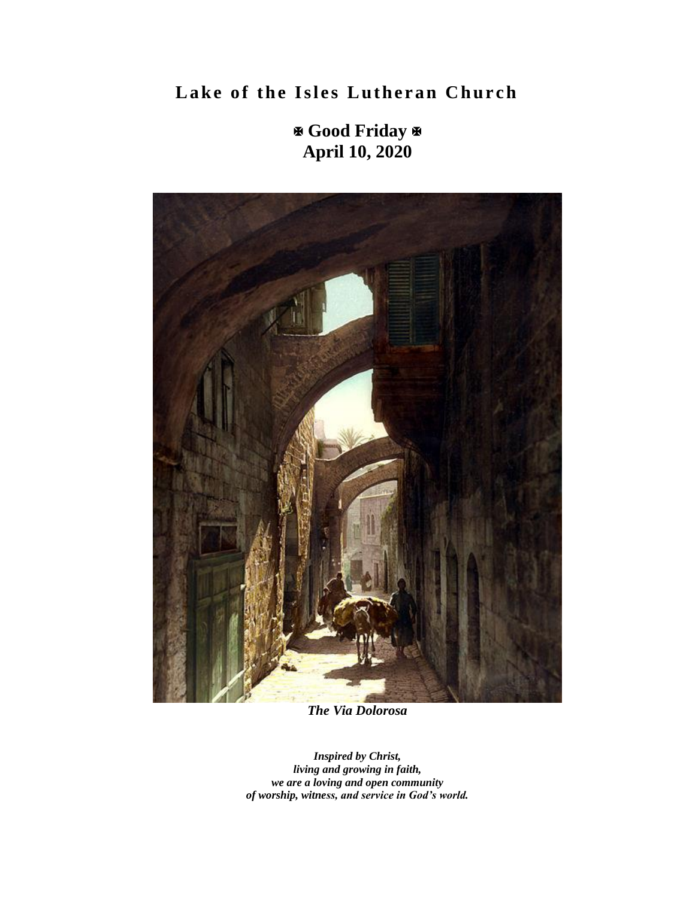# Lake of the Isles Lutheran Church

## ✠ Good Friday ✠
## April 10, 2020

***The Via Dolorosa***

***Inspired by Christ,***
***living and growing in faith,***
***we are a loving and open community***
***of worship, witness, and service in God's world.***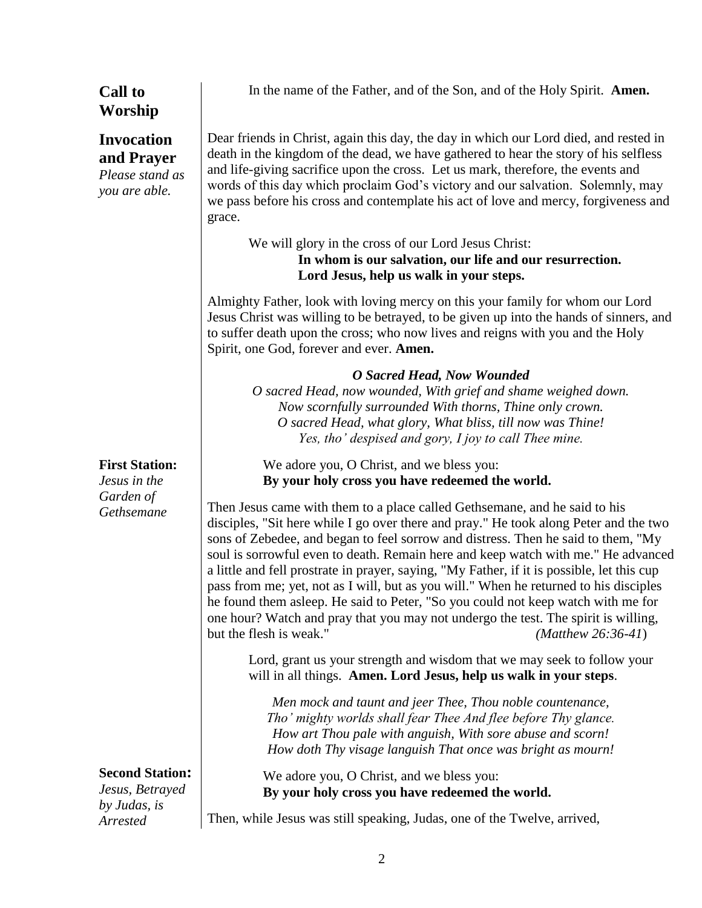## Call to Worship

In the name of the Father, and of the Son, and of the Holy Spirit. **Amen.**

## Invocation and Prayer

*Please stand as you are able.*

Dear friends in Christ, again this day, the day in which our Lord died, and rested in death in the kingdom of the dead, we have gathered to hear the story of his selfless and life-giving sacrifice upon the cross. Let us mark, therefore, the events and words of this day which proclaim God's victory and our salvation. Solemnly, may we pass before his cross and contemplate his act of love and mercy, forgiveness and grace.

We will glory in the cross of our Lord Jesus Christ:
**In whom is our salvation, our life and our resurrection.**
**Lord Jesus, help us walk in your steps.**

Almighty Father, look with loving mercy on this your family for whom our Lord Jesus Christ was willing to be betrayed, to be given up into the hands of sinners, and to suffer death upon the cross; who now lives and reigns with you and the Holy Spirit, one God, forever and ever. **Amen.**

***O Sacred Head, Now Wounded***

*O sacred Head, now wounded, With grief and shame weighed down.*
*Now scornfully surrounded With thorns, Thine only crown.*
*O sacred Head, what glory, What bliss, till now was Thine!*
*Yes, tho' despised and gory, I joy to call Thee mine.*

## First Station:

*Jesus in the Garden of Gethsemane*

We adore you, O Christ, and we bless you:
**By your holy cross you have redeemed the world.**

Then Jesus came with them to a place called Gethsemane, and he said to his disciples, "Sit here while I go over there and pray." He took along Peter and the two sons of Zebedee, and began to feel sorrow and distress. Then he said to them, "My soul is sorrowful even to death. Remain here and keep watch with me." He advanced a little and fell prostrate in prayer, saying, "My Father, if it is possible, let this cup pass from me; yet, not as I will, but as you will." When he returned to his disciples he found them asleep. He said to Peter, "So you could not keep watch with me for one hour? Watch and pray that you may not undergo the test. The spirit is willing, but the flesh is weak." *(Matthew 26:36-41)*

Lord, grant us your strength and wisdom that we may seek to follow your will in all things. **Amen. Lord Jesus, help us walk in your steps**.

*Men mock and taunt and jeer Thee, Thou noble countenance,*
*Tho' mighty worlds shall fear Thee And flee before Thy glance.*
*How art Thou pale with anguish, With sore abuse and scorn!*
*How doth Thy visage languish That once was bright as mourn!*

## Second Station:

*Jesus, Betrayed by Judas, is Arrested*

We adore you, O Christ, and we bless you:
**By your holy cross you have redeemed the world.**

Then, while Jesus was still speaking, Judas, one of the Twelve, arrived,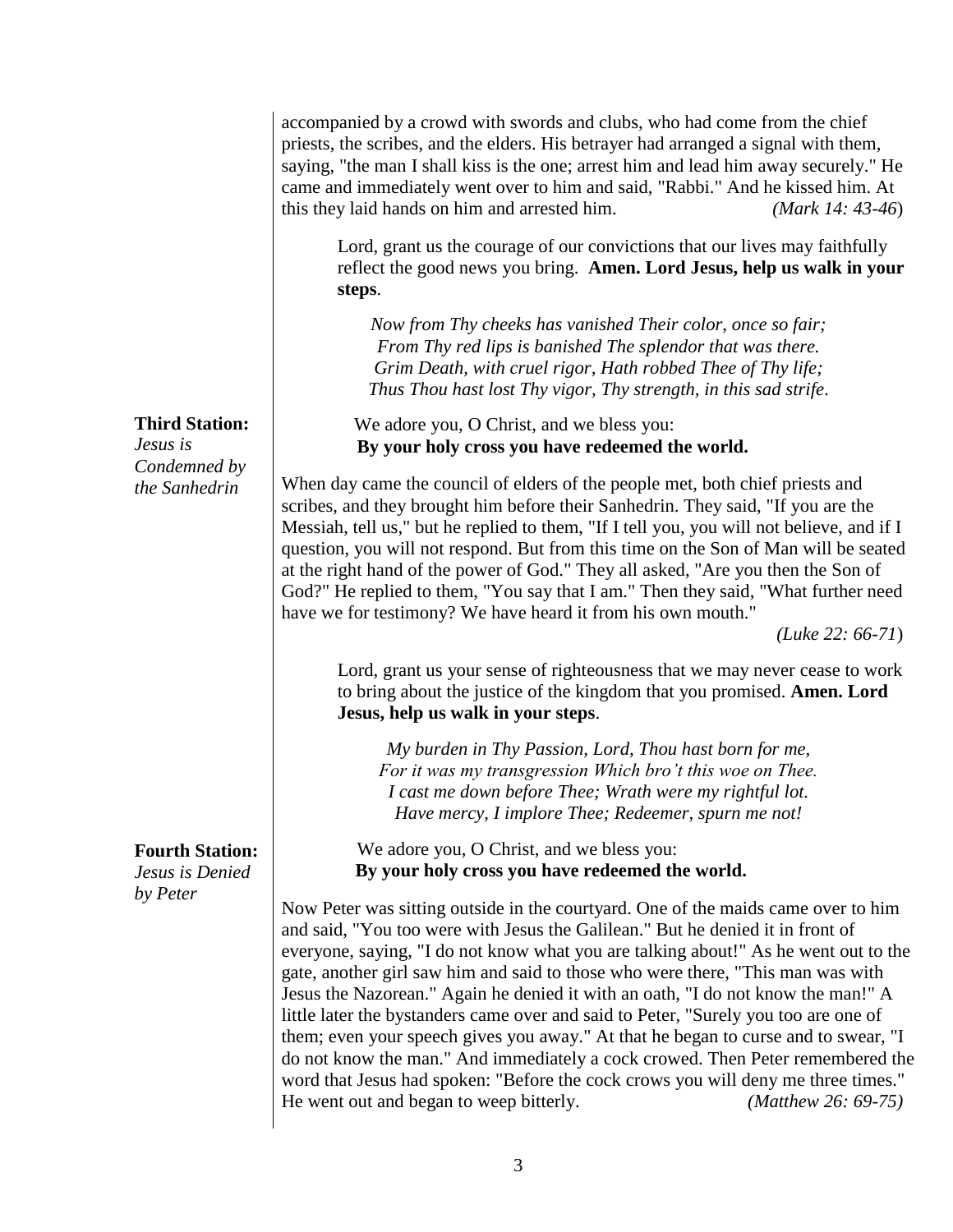accompanied by a crowd with swords and clubs, who had come from the chief priests, the scribes, and the elders. His betrayer had arranged a signal with them, saying, "the man I shall kiss is the one; arrest him and lead him away securely." He came and immediately went over to him and said, "Rabbi." And he kissed him. At this they laid hands on him and arrested him. *(Mark 14: 43-46*)

> Lord, grant us the courage of our convictions that our lives may faithfully reflect the good news you bring. **Amen. Lord Jesus, help us walk in your steps**.
>
> *Now from Thy cheeks has vanished Their color, once so fair;*
> *From Thy red lips is banished The splendor that was there.*
> *Grim Death, with cruel rigor, Hath robbed Thee of Thy life;*
> *Thus Thou hast lost Thy vigor, Thy strength, in this sad strife*.

### Third Station: *Jesus is Condemned by the Sanhedrin*

We adore you, O Christ, and we bless you:
**By your holy cross you have redeemed the world.**

When day came the council of elders of the people met, both chief priests and scribes, and they brought him before their Sanhedrin. They said, "If you are the Messiah, tell us," but he replied to them, "If I tell you, you will not believe, and if I question, you will not respond. But from this time on the Son of Man will be seated at the right hand of the power of God." They all asked, "Are you then the Son of God?" He replied to them, "You say that I am." Then they said, "What further need have we for testimony? We have heard it from his own mouth."
*(Luke 22: 66-71*)

> Lord, grant us your sense of righteousness that we may never cease to work to bring about the justice of the kingdom that you promised. **Amen. Lord Jesus, help us walk in your steps**.
>
> *My burden in Thy Passion, Lord, Thou hast born for me,*
> *For it was my transgression Which bro't this woe on Thee.*
> *I cast me down before Thee; Wrath were my rightful lot.*
> *Have mercy, I implore Thee; Redeemer, spurn me not!*

### Fourth Station: *Jesus is Denied by Peter*

We adore you, O Christ, and we bless you:
**By your holy cross you have redeemed the world.**

Now Peter was sitting outside in the courtyard. One of the maids came over to him and said, "You too were with Jesus the Galilean." But he denied it in front of everyone, saying, "I do not know what you are talking about!" As he went out to the gate, another girl saw him and said to those who were there, "This man was with Jesus the Nazorean." Again he denied it with an oath, "I do not know the man!" A little later the bystanders came over and said to Peter, "Surely you too are one of them; even your speech gives you away." At that he began to curse and to swear, "I do not know the man." And immediately a cock crowed. Then Peter remembered the word that Jesus had spoken: "Before the cock crows you will deny me three times." He went out and began to weep bitterly. *(Matthew 26: 69-75)*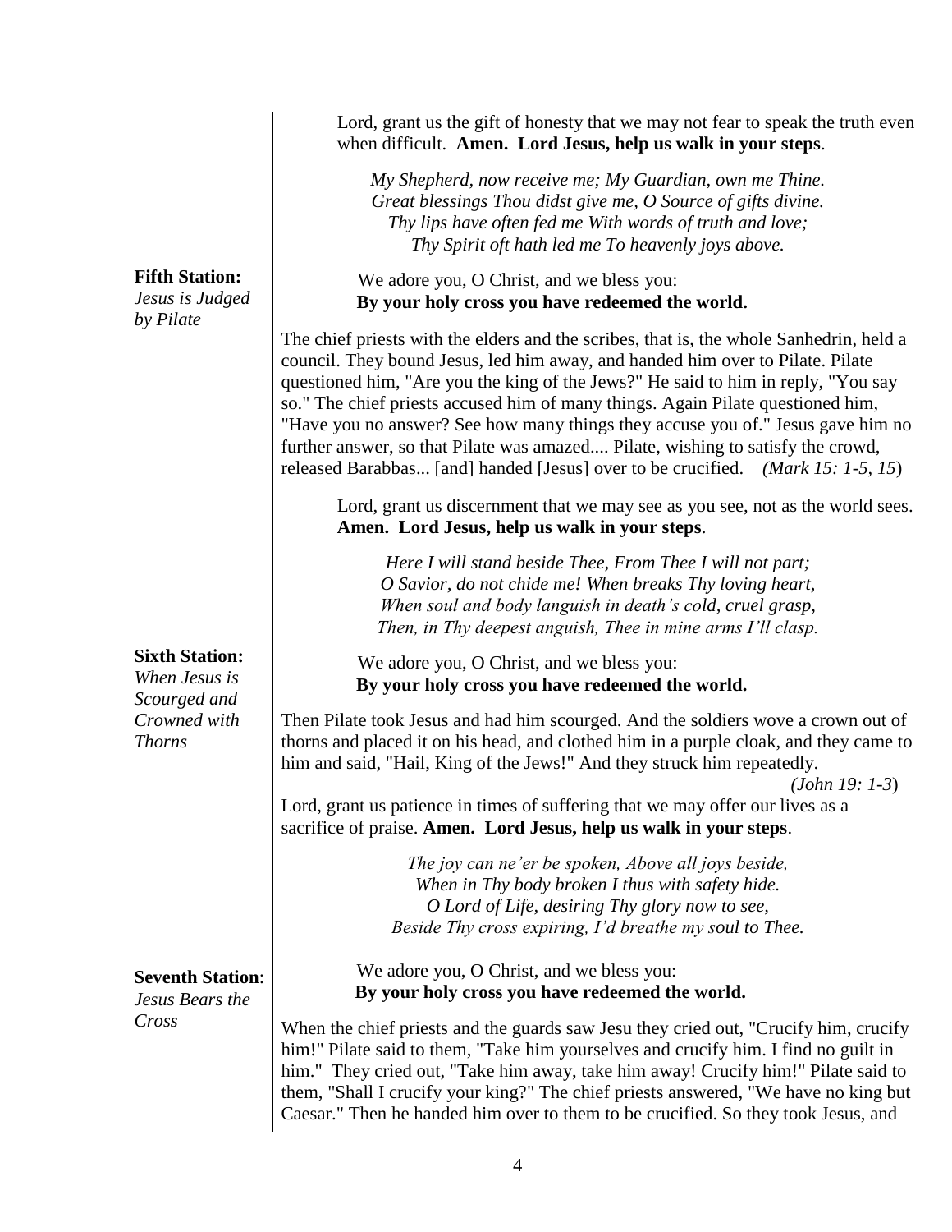Lord, grant us the gift of honesty that we may not fear to speak the truth even when difficult. **Amen. Lord Jesus, help us walk in your steps**.

*My Shepherd, now receive me; My Guardian, own me Thine.*
*Great blessings Thou didst give me, O Source of gifts divine.*
*Thy lips have often fed me With words of truth and love;*
*Thy Spirit oft hath led me To heavenly joys above.*

**Fifth Station:** *Jesus is Judged by Pilate*

We adore you, O Christ, and we bless you:
**By your holy cross you have redeemed the world.**

The chief priests with the elders and the scribes, that is, the whole Sanhedrin, held a council. They bound Jesus, led him away, and handed him over to Pilate. Pilate questioned him, "Are you the king of the Jews?" He said to him in reply, "You say so." The chief priests accused him of many things. Again Pilate questioned him, "Have you no answer? See how many things they accuse you of." Jesus gave him no further answer, so that Pilate was amazed.... Pilate, wishing to satisfy the crowd, released Barabbas... [and] handed [Jesus] over to be crucified. *(Mark 15: 1-5, 15*)

Lord, grant us discernment that we may see as you see, not as the world sees. **Amen. Lord Jesus, help us walk in your steps**.

*Here I will stand beside Thee, From Thee I will not part;*
*O Savior, do not chide me! When breaks Thy loving heart,*
*When soul and body languish in death's cold, cruel grasp,*
*Then, in Thy deepest anguish, Thee in mine arms I'll clasp.*

**Sixth Station:** *When Jesus is Scourged and Crowned with Thorns*

We adore you, O Christ, and we bless you:
**By your holy cross you have redeemed the world.**

Then Pilate took Jesus and had him scourged. And the soldiers wove a crown out of thorns and placed it on his head, and clothed him in a purple cloak, and they came to him and said, "Hail, King of the Jews!" And they struck him repeatedly. *(John 19: 1-3*)

Lord, grant us patience in times of suffering that we may offer our lives as a sacrifice of praise. **Amen. Lord Jesus, help us walk in your steps**.

*The joy can ne'er be spoken, Above all joys beside,*
*When in Thy body broken I thus with safety hide.*
*O Lord of Life, desiring Thy glory now to see,*
*Beside Thy cross expiring, I'd breathe my soul to Thee.*

**Seventh Station**: *Jesus Bears the Cross*

We adore you, O Christ, and we bless you:
**By your holy cross you have redeemed the world.**

When the chief priests and the guards saw Jesu they cried out, "Crucify him, crucify him!" Pilate said to them, "Take him yourselves and crucify him. I find no guilt in him." They cried out, "Take him away, take him away! Crucify him!" Pilate said to them, "Shall I crucify your king?" The chief priests answered, "We have no king but Caesar." Then he handed him over to them to be crucified. So they took Jesus, and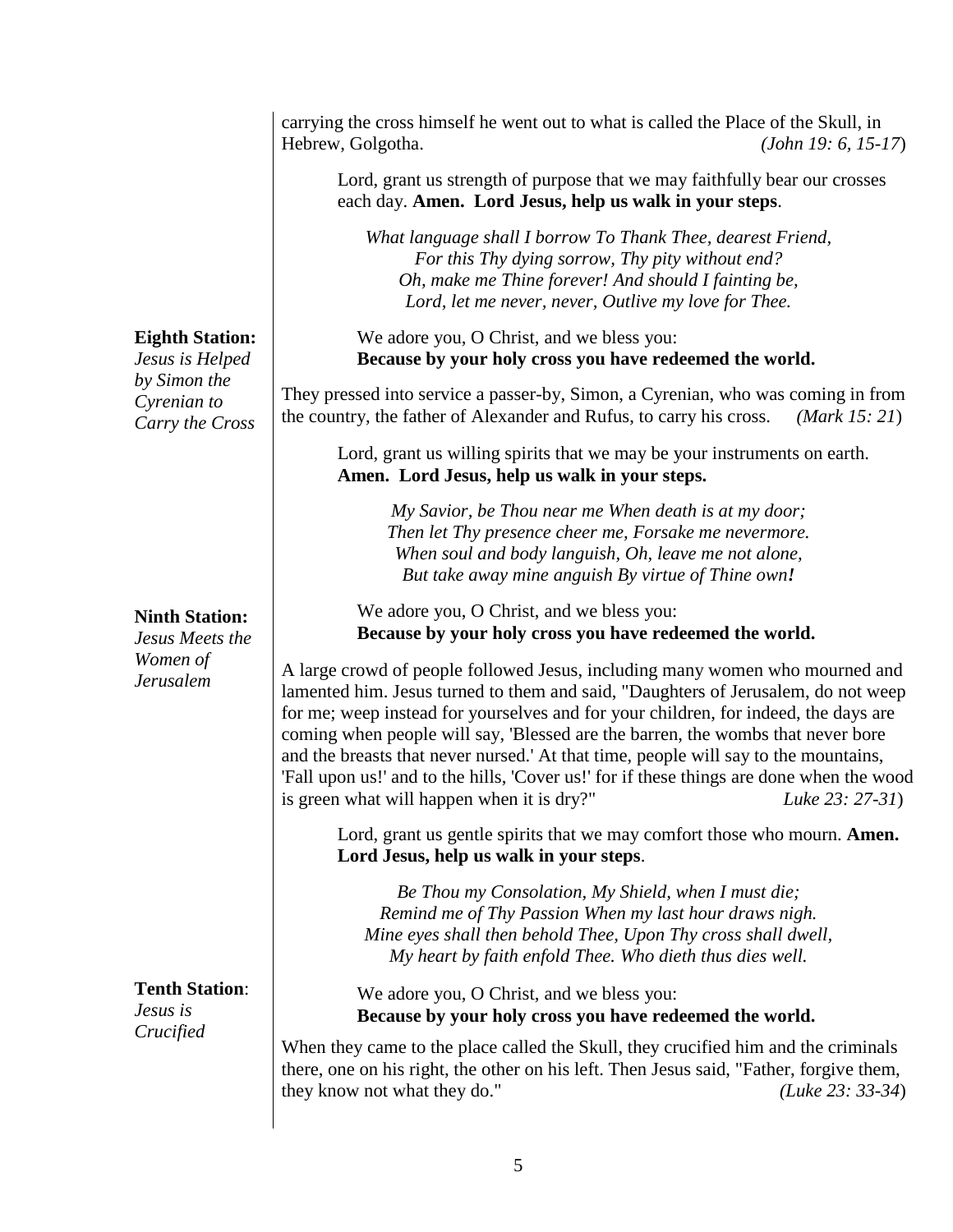carrying the cross himself he went out to what is called the Place of the Skull, in Hebrew, Golgotha. *(John 19: 6, 15-17*)

Lord, grant us strength of purpose that we may faithfully bear our crosses each day. **Amen. Lord Jesus, help us walk in your steps**.

*What language shall I borrow To Thank Thee, dearest Friend,*
*For this Thy dying sorrow, Thy pity without end?*
*Oh, make me Thine forever! And should I fainting be,*
*Lord, let me never, never, Outlive my love for Thee.*

**Eighth Station:** *Jesus is Helped by Simon the Cyrenian to Carry the Cross*

We adore you, O Christ, and we bless you:
**Because by your holy cross you have redeemed the world.**

They pressed into service a passer-by, Simon, a Cyrenian, who was coming in from the country, the father of Alexander and Rufus, to carry his cross. *(Mark 15: 21*)

Lord, grant us willing spirits that we may be your instruments on earth. **Amen. Lord Jesus, help us walk in your steps.**

*My Savior, be Thou near me When death is at my door;*
*Then let Thy presence cheer me, Forsake me nevermore.*
*When soul and body languish, Oh, leave me not alone,*
*But take away mine anguish By virtue of Thine own!*

**Ninth Station:** *Jesus Meets the Women of Jerusalem*

We adore you, O Christ, and we bless you:
**Because by your holy cross you have redeemed the world.**

A large crowd of people followed Jesus, including many women who mourned and lamented him. Jesus turned to them and said, "Daughters of Jerusalem, do not weep for me; weep instead for yourselves and for your children, for indeed, the days are coming when people will say, 'Blessed are the barren, the wombs that never bore and the breasts that never nursed.' At that time, people will say to the mountains, 'Fall upon us!' and to the hills, 'Cover us!' for if these things are done when the wood is green what will happen when it is dry?" *Luke 23: 27-31*)

Lord, grant us gentle spirits that we may comfort those who mourn. **Amen. Lord Jesus, help us walk in your steps**.

*Be Thou my Consolation, My Shield, when I must die;*
*Remind me of Thy Passion When my last hour draws nigh.*
*Mine eyes shall then behold Thee, Upon Thy cross shall dwell,*
*My heart by faith enfold Thee. Who dieth thus dies well.*

**Tenth Station**: *Jesus is Crucified*

We adore you, O Christ, and we bless you:
**Because by your holy cross you have redeemed the world.**

When they came to the place called the Skull, they crucified him and the criminals there, one on his right, the other on his left. Then Jesus said, "Father, forgive them, they know not what they do." *(Luke 23: 33-34*)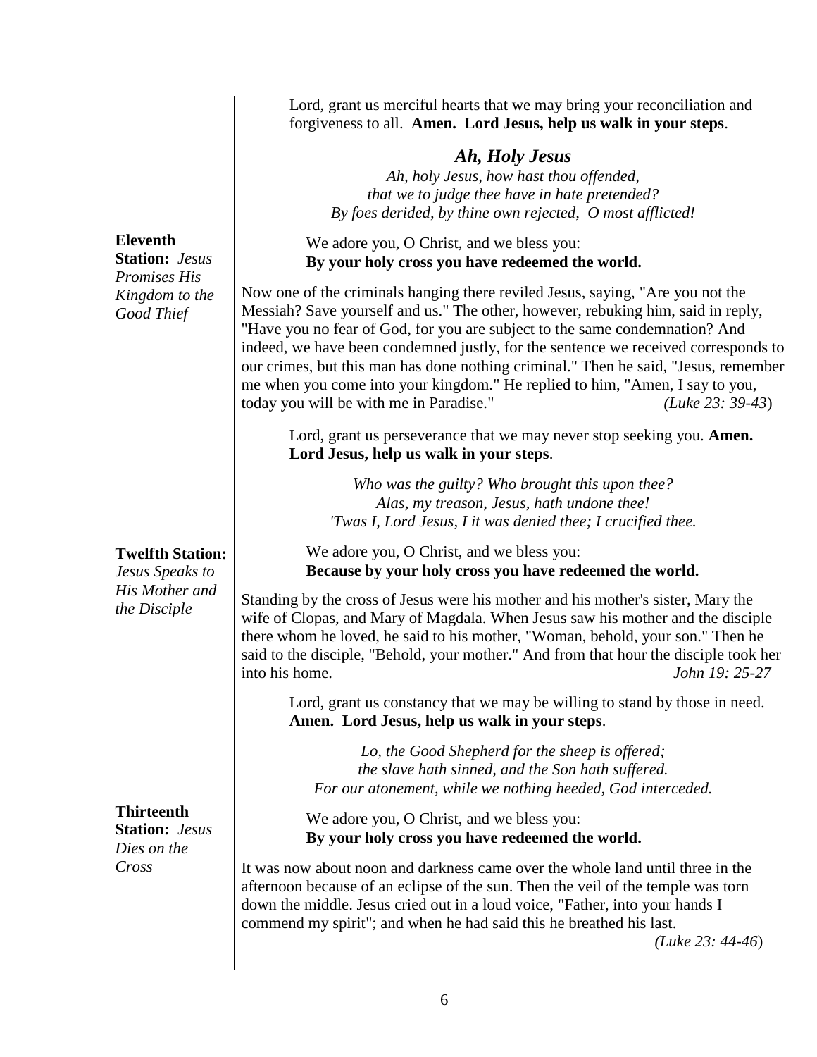Lord, grant us merciful hearts that we may bring your reconciliation and forgiveness to all. **Amen. Lord Jesus, help us walk in your steps**.

### *Ah, Holy Jesus*

*Ah, holy Jesus, how hast thou offended,*
*that we to judge thee have in hate pretended?*
*By foes derided, by thine own rejected, O most afflicted!*

**Eleventh Station:** *Jesus Promises His Kingdom to the Good Thief*

We adore you, O Christ, and we bless you:
**By your holy cross you have redeemed the world.**

Now one of the criminals hanging there reviled Jesus, saying, "Are you not the Messiah? Save yourself and us." The other, however, rebuking him, said in reply, "Have you no fear of God, for you are subject to the same condemnation? And indeed, we have been condemned justly, for the sentence we received corresponds to our crimes, but this man has done nothing criminal." Then he said, "Jesus, remember me when you come into your kingdom." He replied to him, "Amen, I say to you, today you will be with me in Paradise." *(Luke 23: 39-43*)

Lord, grant us perseverance that we may never stop seeking you. **Amen. Lord Jesus, help us walk in your steps**.

*Who was the guilty? Who brought this upon thee?*
*Alas, my treason, Jesus, hath undone thee!*
*'Twas I, Lord Jesus, I it was denied thee; I crucified thee.*

**Twelfth Station:** *Jesus Speaks to His Mother and the Disciple*

We adore you, O Christ, and we bless you:
**Because by your holy cross you have redeemed the world.**

Standing by the cross of Jesus were his mother and his mother's sister, Mary the wife of Clopas, and Mary of Magdala. When Jesus saw his mother and the disciple there whom he loved, he said to his mother, "Woman, behold, your son." Then he said to the disciple, "Behold, your mother." And from that hour the disciple took her into his home. *John 19: 25-27*

Lord, grant us constancy that we may be willing to stand by those in need. **Amen. Lord Jesus, help us walk in your steps**.

*Lo, the Good Shepherd for the sheep is offered;*
*the slave hath sinned, and the Son hath suffered.*
*For our atonement, while we nothing heeded, God interceded.*

**Thirteenth Station:** *Jesus Dies on the Cross*

We adore you, O Christ, and we bless you:
**By your holy cross you have redeemed the world.**

It was now about noon and darkness came over the whole land until three in the afternoon because of an eclipse of the sun. Then the veil of the temple was torn down the middle. Jesus cried out in a loud voice, "Father, into your hands I commend my spirit"; and when he had said this he breathed his last. *(Luke 23: 44-46*)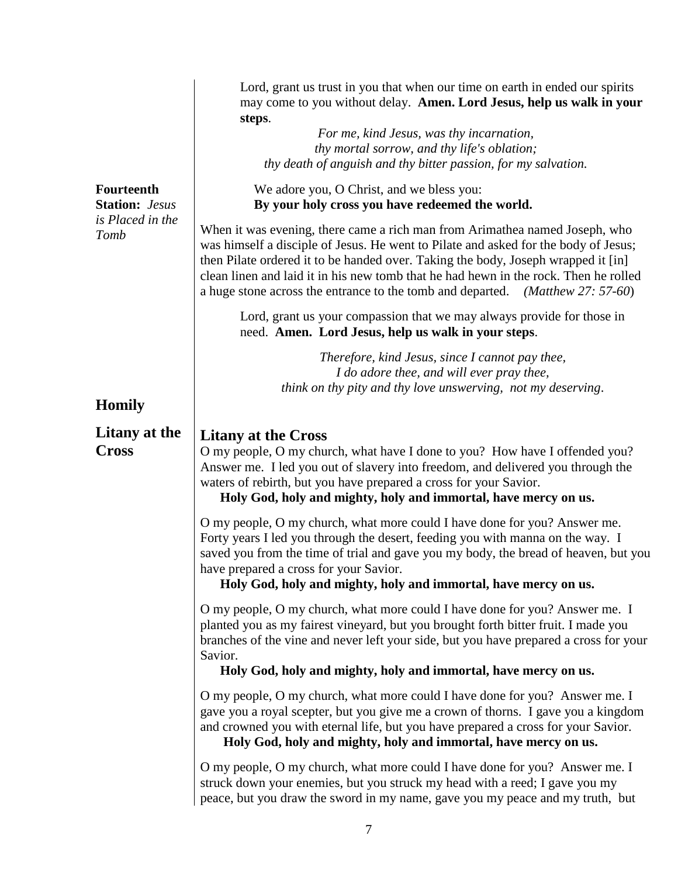Lord, grant us trust in you that when our time on earth in ended our spirits may come to you without delay. **Amen. Lord Jesus, help us walk in your steps**.

*For me, kind Jesus, was thy incarnation,*
*thy mortal sorrow, and thy life's oblation;*
*thy death of anguish and thy bitter passion, for my salvation.*

**Fourteenth Station:** *Jesus is Placed in the Tomb*

We adore you, O Christ, and we bless you:
**By your holy cross you have redeemed the world.**

When it was evening, there came a rich man from Arimathea named Joseph, who was himself a disciple of Jesus. He went to Pilate and asked for the body of Jesus; then Pilate ordered it to be handed over. Taking the body, Joseph wrapped it [in] clean linen and laid it in his new tomb that he had hewn in the rock. Then he rolled a huge stone across the entrance to the tomb and departed. *(Matthew 27: 57-60)*

Lord, grant us your compassion that we may always provide for those in need. **Amen. Lord Jesus, help us walk in your steps**.

*Therefore, kind Jesus, since I cannot pay thee,*
*I do adore thee, and will ever pray thee,*
*think on thy pity and thy love unswerving, not my deserving*.

## Homily

## Litany at the Cross

### Litany at the Cross

O my people, O my church, what have I done to you? How have I offended you? Answer me. I led you out of slavery into freedom, and delivered you through the waters of rebirth, but you have prepared a cross for your Savior.
**Holy God, holy and mighty, holy and immortal, have mercy on us.**

O my people, O my church, what more could I have done for you? Answer me. Forty years I led you through the desert, feeding you with manna on the way. I saved you from the time of trial and gave you my body, the bread of heaven, but you have prepared a cross for your Savior.
**Holy God, holy and mighty, holy and immortal, have mercy on us.**

O my people, O my church, what more could I have done for you? Answer me. I planted you as my fairest vineyard, but you brought forth bitter fruit. I made you branches of the vine and never left your side, but you have prepared a cross for your Savior.
**Holy God, holy and mighty, holy and immortal, have mercy on us.**

O my people, O my church, what more could I have done for you? Answer me. I gave you a royal scepter, but you give me a crown of thorns. I gave you a kingdom and crowned you with eternal life, but you have prepared a cross for your Savior.
**Holy God, holy and mighty, holy and immortal, have mercy on us.**

O my people, O my church, what more could I have done for you? Answer me. I struck down your enemies, but you struck my head with a reed; I gave you my peace, but you draw the sword in my name, gave you my peace and my truth, but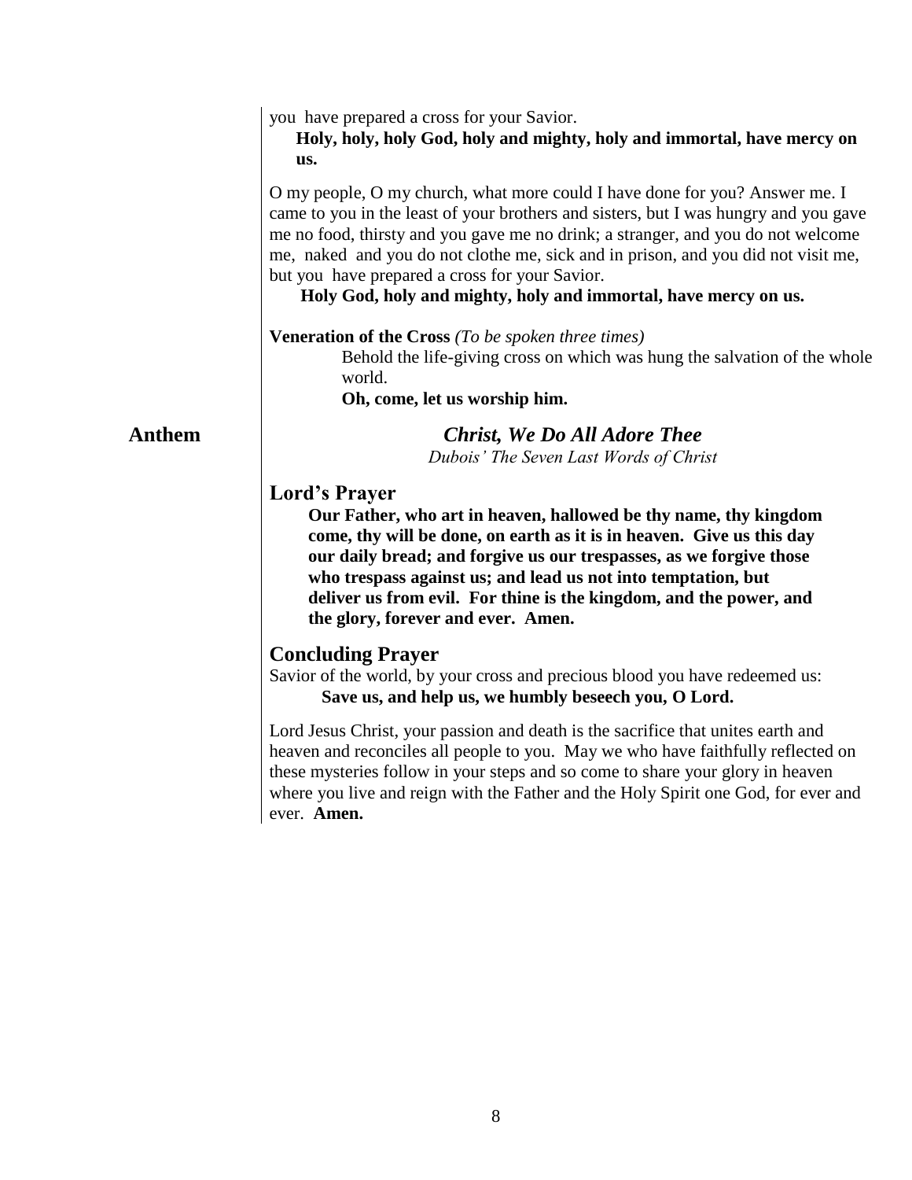you have prepared a cross for your Savior.

**Holy, holy, holy God, holy and mighty, holy and immortal, have mercy on us.**

O my people, O my church, what more could I have done for you? Answer me. I came to you in the least of your brothers and sisters, but I was hungry and you gave me no food, thirsty and you gave me no drink; a stranger, and you do not welcome me, naked and you do not clothe me, sick and in prison, and you did not visit me, but you have prepared a cross for your Savior.

**Holy God, holy and mighty, holy and immortal, have mercy on us.**

**Veneration of the Cross** *(To be spoken three times)*

Behold the life-giving cross on which was hung the salvation of the whole world.

**Oh, come, let us worship him.**

**Anthem** ***Christ, We Do All Adore Thee***

*Dubois' The Seven Last Words of Christ*

## Lord's Prayer

**Our Father, who art in heaven, hallowed be thy name, thy kingdom come, thy will be done, on earth as it is in heaven. Give us this day our daily bread; and forgive us our trespasses, as we forgive those who trespass against us; and lead us not into temptation, but deliver us from evil. For thine is the kingdom, and the power, and the glory, forever and ever. Amen.**

## Concluding Prayer

Savior of the world, by your cross and precious blood you have redeemed us:

**Save us, and help us, we humbly beseech you, O Lord.**

Lord Jesus Christ, your passion and death is the sacrifice that unites earth and heaven and reconciles all people to you. May we who have faithfully reflected on these mysteries follow in your steps and so come to share your glory in heaven where you live and reign with the Father and the Holy Spirit one God, for ever and ever. **Amen.**